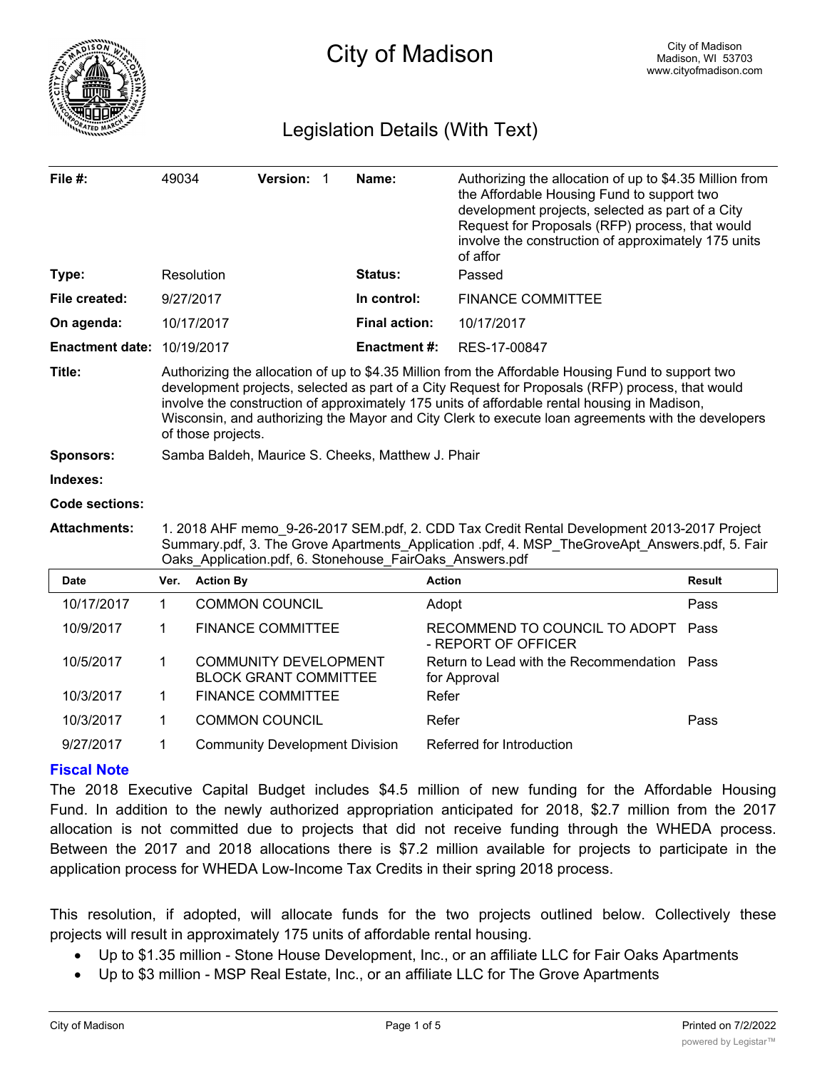# City of Madison

City of Madison
Madison, WI 53703
www.cityofmadison.com

## Legislation Details (With Text)

| | | | |
|---|---|---|---|
| **File #:** | 49034 **Version:** 1 | **Name:** | Authorizing the allocation of up to $4.35 Million from the Affordable Housing Fund to support two development projects, selected as part of a City Request for Proposals (RFP) process, that would involve the construction of approximately 175 units of affor |
| **Type:** | Resolution | **Status:** | Passed |
| **File created:** | 9/27/2017 | **In control:** | FINANCE COMMITTEE |
| **On agenda:** | 10/17/2017 | **Final action:** | 10/17/2017 |
| **Enactment date:** | 10/19/2017 | **Enactment #:** | RES-17-00847 |

**Title:** Authorizing the allocation of up to $4.35 Million from the Affordable Housing Fund to support two development projects, selected as part of a City Request for Proposals (RFP) process, that would involve the construction of approximately 175 units of affordable rental housing in Madison, Wisconsin, and authorizing the Mayor and City Clerk to execute loan agreements with the developers of those projects.

**Sponsors:** Samba Baldeh, Maurice S. Cheeks, Matthew J. Phair

**Indexes:**

**Code sections:**

**Attachments:** 1. 2018 AHF memo_9-26-2017 SEM.pdf, 2. CDD Tax Credit Rental Development 2013-2017 Project Summary.pdf, 3. The Grove Apartments_Application .pdf, 4. MSP_TheGroveApt_Answers.pdf, 5. Fair Oaks_Application.pdf, 6. Stonehouse_FairOaks_Answers.pdf

| Date | Ver. | Action By | Action | Result |
|---|---|---|---|---|
| 10/17/2017 | 1 | COMMON COUNCIL | Adopt | Pass |
| 10/9/2017 | 1 | FINANCE COMMITTEE | RECOMMEND TO COUNCIL TO ADOPT - REPORT OF OFFICER | Pass |
| 10/5/2017 | 1 | COMMUNITY DEVELOPMENT BLOCK GRANT COMMITTEE | Return to Lead with the Recommendation for Approval | Pass |
| 10/3/2017 | 1 | FINANCE COMMITTEE | Refer | |
| 10/3/2017 | 1 | COMMON COUNCIL | Refer | Pass |
| 9/27/2017 | 1 | Community Development Division | Referred for Introduction | |

### Fiscal Note

The 2018 Executive Capital Budget includes $4.5 million of new funding for the Affordable Housing Fund. In addition to the newly authorized appropriation anticipated for 2018, $2.7 million from the 2017 allocation is not committed due to projects that did not receive funding through the WHEDA process. Between the 2017 and 2018 allocations there is $7.2 million available for projects to participate in the application process for WHEDA Low-Income Tax Credits in their spring 2018 process.

This resolution, if adopted, will allocate funds for the two projects outlined below. Collectively these projects will result in approximately 175 units of affordable rental housing.

- Up to $1.35 million - Stone House Development, Inc., or an affiliate LLC for Fair Oaks Apartments
- Up to $3 million - MSP Real Estate, Inc., or an affiliate LLC for The Grove Apartments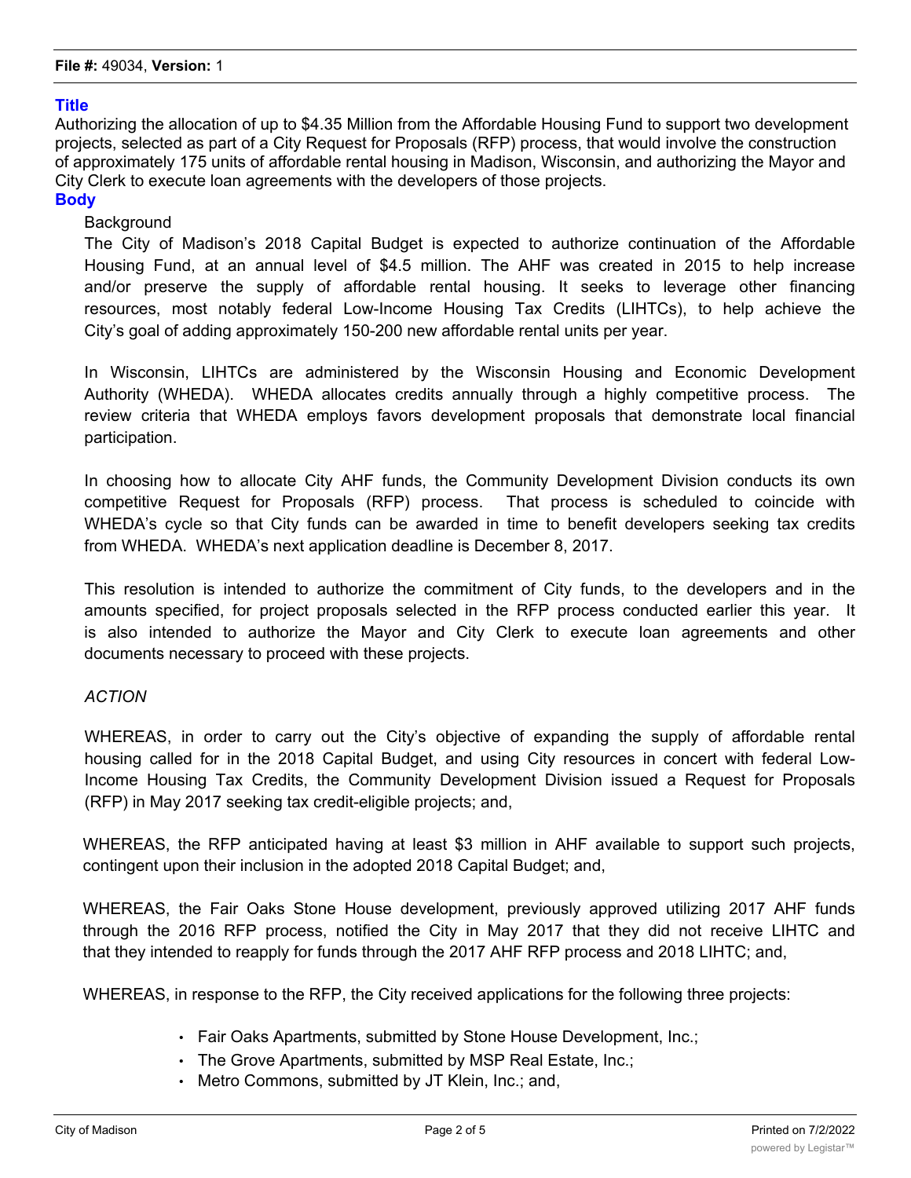**File #:** 49034, **Version:** 1

## Title

Authorizing the allocation of up to $4.35 Million from the Affordable Housing Fund to support two development projects, selected as part of a City Request for Proposals (RFP) process, that would involve the construction of approximately 175 units of affordable rental housing in Madison, Wisconsin, and authorizing the Mayor and City Clerk to execute loan agreements with the developers of those projects.

## Body

Background

The City of Madison's 2018 Capital Budget is expected to authorize continuation of the Affordable Housing Fund, at an annual level of $4.5 million. The AHF was created in 2015 to help increase and/or preserve the supply of affordable rental housing. It seeks to leverage other financing resources, most notably federal Low-Income Housing Tax Credits (LIHTCs), to help achieve the City's goal of adding approximately 150-200 new affordable rental units per year.

In Wisconsin, LIHTCs are administered by the Wisconsin Housing and Economic Development Authority (WHEDA). WHEDA allocates credits annually through a highly competitive process. The review criteria that WHEDA employs favors development proposals that demonstrate local financial participation.

In choosing how to allocate City AHF funds, the Community Development Division conducts its own competitive Request for Proposals (RFP) process. That process is scheduled to coincide with WHEDA's cycle so that City funds can be awarded in time to benefit developers seeking tax credits from WHEDA. WHEDA's next application deadline is December 8, 2017.

This resolution is intended to authorize the commitment of City funds, to the developers and in the amounts specified, for project proposals selected in the RFP process conducted earlier this year. It is also intended to authorize the Mayor and City Clerk to execute loan agreements and other documents necessary to proceed with these projects.

*ACTION*

WHEREAS, in order to carry out the City's objective of expanding the supply of affordable rental housing called for in the 2018 Capital Budget, and using City resources in concert with federal Low-Income Housing Tax Credits, the Community Development Division issued a Request for Proposals (RFP) in May 2017 seeking tax credit-eligible projects; and,

WHEREAS, the RFP anticipated having at least $3 million in AHF available to support such projects, contingent upon their inclusion in the adopted 2018 Capital Budget; and,

WHEREAS, the Fair Oaks Stone House development, previously approved utilizing 2017 AHF funds through the 2016 RFP process, notified the City in May 2017 that they did not receive LIHTC and that they intended to reapply for funds through the 2017 AHF RFP process and 2018 LIHTC; and,

WHEREAS, in response to the RFP, the City received applications for the following three projects:

- Fair Oaks Apartments, submitted by Stone House Development, Inc.;
- The Grove Apartments, submitted by MSP Real Estate, Inc.;
- Metro Commons, submitted by JT Klein, Inc.; and,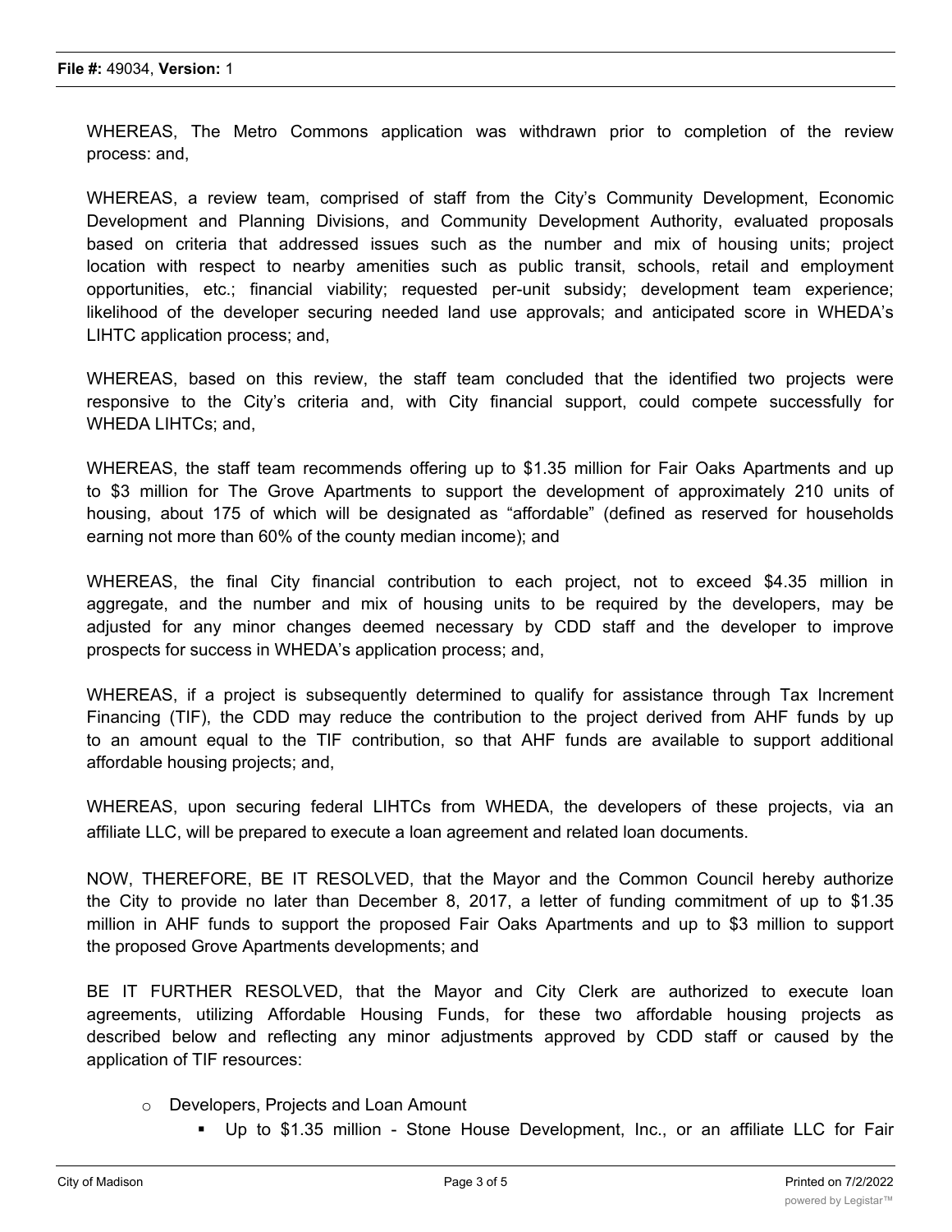WHEREAS, The Metro Commons application was withdrawn prior to completion of the review process: and,

WHEREAS, a review team, comprised of staff from the City's Community Development, Economic Development and Planning Divisions, and Community Development Authority, evaluated proposals based on criteria that addressed issues such as the number and mix of housing units; project location with respect to nearby amenities such as public transit, schools, retail and employment opportunities, etc.; financial viability; requested per-unit subsidy; development team experience; likelihood of the developer securing needed land use approvals; and anticipated score in WHEDA's LIHTC application process; and,

WHEREAS, based on this review, the staff team concluded that the identified two projects were responsive to the City's criteria and, with City financial support, could compete successfully for WHEDA LIHTCs; and,

WHEREAS, the staff team recommends offering up to $1.35 million for Fair Oaks Apartments and up to $3 million for The Grove Apartments to support the development of approximately 210 units of housing, about 175 of which will be designated as "affordable" (defined as reserved for households earning not more than 60% of the county median income); and

WHEREAS, the final City financial contribution to each project, not to exceed $4.35 million in aggregate, and the number and mix of housing units to be required by the developers, may be adjusted for any minor changes deemed necessary by CDD staff and the developer to improve prospects for success in WHEDA's application process; and,

WHEREAS, if a project is subsequently determined to qualify for assistance through Tax Increment Financing (TIF), the CDD may reduce the contribution to the project derived from AHF funds by up to an amount equal to the TIF contribution, so that AHF funds are available to support additional affordable housing projects; and,

WHEREAS, upon securing federal LIHTCs from WHEDA, the developers of these projects, via an affiliate LLC, will be prepared to execute a loan agreement and related loan documents.

NOW, THEREFORE, BE IT RESOLVED, that the Mayor and the Common Council hereby authorize the City to provide no later than December 8, 2017, a letter of funding commitment of up to $1.35 million in AHF funds to support the proposed Fair Oaks Apartments and up to $3 million to support the proposed Grove Apartments developments; and

BE IT FURTHER RESOLVED, that the Mayor and City Clerk are authorized to execute loan agreements, utilizing Affordable Housing Funds, for these two affordable housing projects as described below and reflecting any minor adjustments approved by CDD staff or caused by the application of TIF resources:

- Developers, Projects and Loan Amount
  - Up to $1.35 million - Stone House Development, Inc., or an affiliate LLC for Fair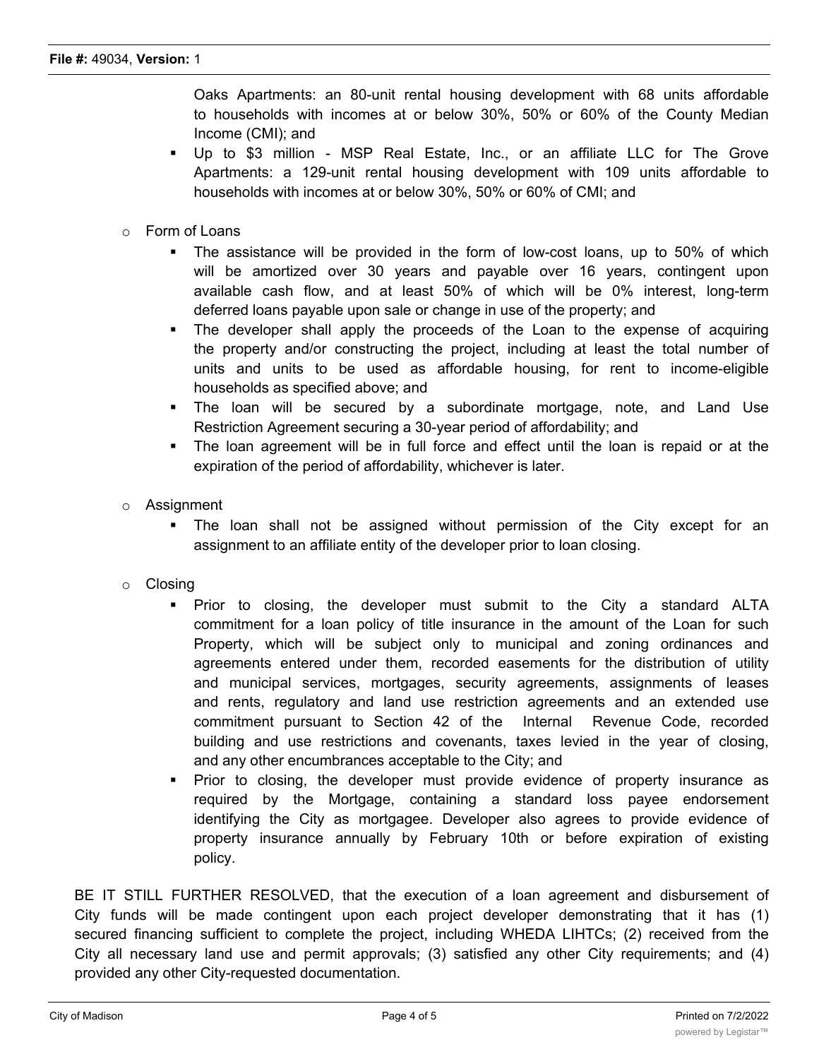Oaks Apartments: an 80-unit rental housing development with 68 units affordable to households with incomes at or below 30%, 50% or 60% of the County Median Income (CMI); and
    - Up to $3 million - MSP Real Estate, Inc., or an affiliate LLC for The Grove Apartments: a 129-unit rental housing development with 109 units affordable to households with incomes at or below 30%, 50% or 60% of CMI; and

- Form of Loans
    - The assistance will be provided in the form of low-cost loans, up to 50% of which will be amortized over 30 years and payable over 16 years, contingent upon available cash flow, and at least 50% of which will be 0% interest, long-term deferred loans payable upon sale or change in use of the property; and
    - The developer shall apply the proceeds of the Loan to the expense of acquiring the property and/or constructing the project, including at least the total number of units and units to be used as affordable housing, for rent to income-eligible households as specified above; and
    - The loan will be secured by a subordinate mortgage, note, and Land Use Restriction Agreement securing a 30-year period of affordability; and
    - The loan agreement will be in full force and effect until the loan is repaid or at the expiration of the period of affordability, whichever is later.

- Assignment
    - The loan shall not be assigned without permission of the City except for an assignment to an affiliate entity of the developer prior to loan closing.

- Closing
    - Prior to closing, the developer must submit to the City a standard ALTA commitment for a loan policy of title insurance in the amount of the Loan for such Property, which will be subject only to municipal and zoning ordinances and agreements entered under them, recorded easements for the distribution of utility and municipal services, mortgages, security agreements, assignments of leases and rents, regulatory and land use restriction agreements and an extended use commitment pursuant to Section 42 of the Internal Revenue Code, recorded building and use restrictions and covenants, taxes levied in the year of closing, and any other encumbrances acceptable to the City; and
    - Prior to closing, the developer must provide evidence of property insurance as required by the Mortgage, containing a standard loss payee endorsement identifying the City as mortgagee. Developer also agrees to provide evidence of property insurance annually by February 10th or before expiration of existing policy.

BE IT STILL FURTHER RESOLVED, that the execution of a loan agreement and disbursement of City funds will be made contingent upon each project developer demonstrating that it has (1) secured financing sufficient to complete the project, including WHEDA LIHTCs; (2) received from the City all necessary land use and permit approvals; (3) satisfied any other City requirements; and (4) provided any other City-requested documentation.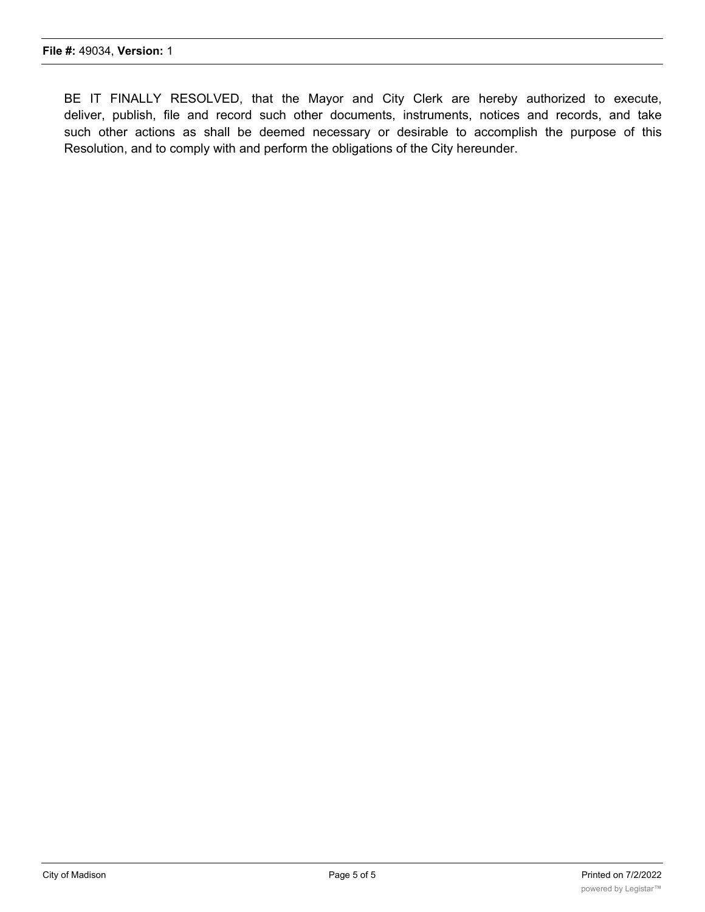BE IT FINALLY RESOLVED, that the Mayor and City Clerk are hereby authorized to execute, deliver, publish, file and record such other documents, instruments, notices and records, and take such other actions as shall be deemed necessary or desirable to accomplish the purpose of this Resolution, and to comply with and perform the obligations of the City hereunder.